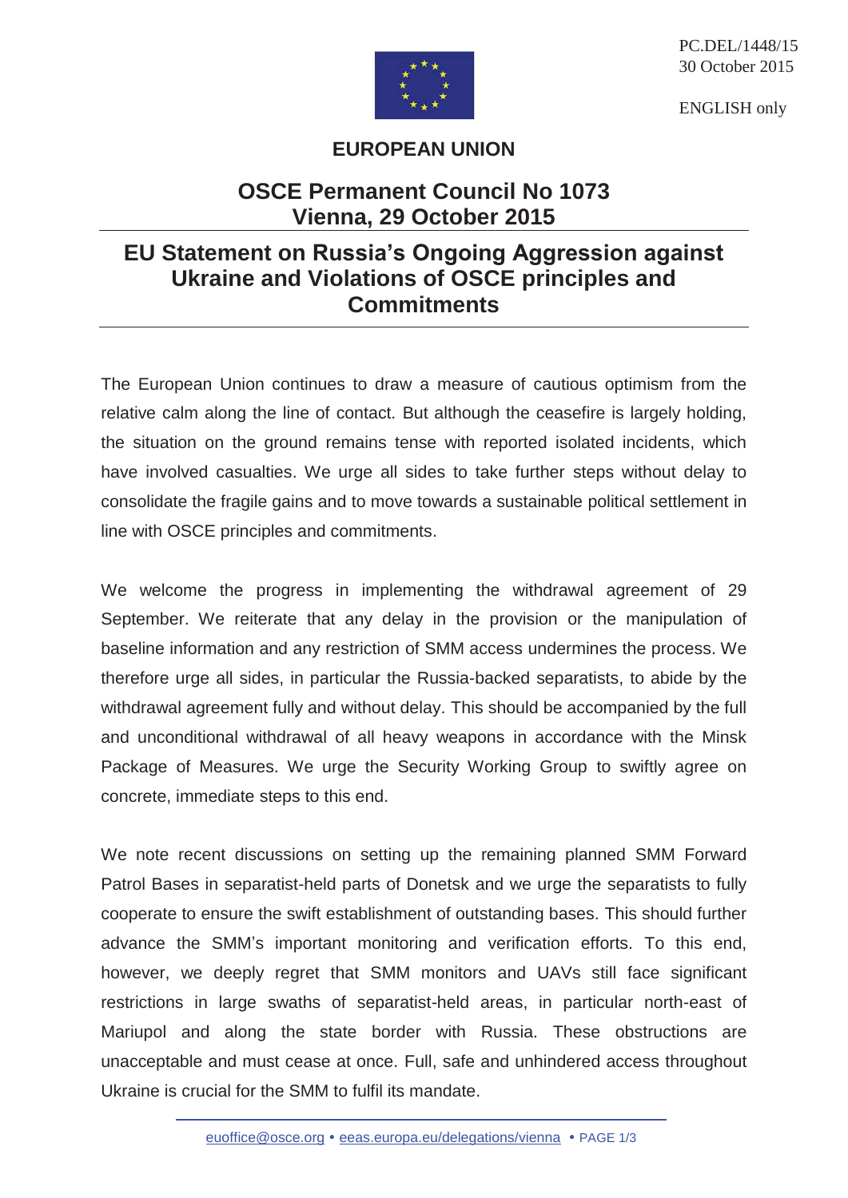PC.DEL/1448/15
30 October 2015

ENGLISH only

**EUROPEAN UNION**

# OSCE Permanent Council No 1073
# Vienna, 29 October 2015

# EU Statement on Russia's Ongoing Aggression against Ukraine and Violations of OSCE principles and Commitments

The European Union continues to draw a measure of cautious optimism from the relative calm along the line of contact. But although the ceasefire is largely holding, the situation on the ground remains tense with reported isolated incidents, which have involved casualties. We urge all sides to take further steps without delay to consolidate the fragile gains and to move towards a sustainable political settlement in line with OSCE principles and commitments.

We welcome the progress in implementing the withdrawal agreement of 29 September. We reiterate that any delay in the provision or the manipulation of baseline information and any restriction of SMM access undermines the process. We therefore urge all sides, in particular the Russia-backed separatists, to abide by the withdrawal agreement fully and without delay. This should be accompanied by the full and unconditional withdrawal of all heavy weapons in accordance with the Minsk Package of Measures. We urge the Security Working Group to swiftly agree on concrete, immediate steps to this end.

We note recent discussions on setting up the remaining planned SMM Forward Patrol Bases in separatist-held parts of Donetsk and we urge the separatists to fully cooperate to ensure the swift establishment of outstanding bases. This should further advance the SMM's important monitoring and verification efforts. To this end, however, we deeply regret that SMM monitors and UAVs still face significant restrictions in large swaths of separatist-held areas, in particular north-east of Mariupol and along the state border with Russia. These obstructions are unacceptable and must cease at once. Full, safe and unhindered access throughout Ukraine is crucial for the SMM to fulfil its mandate.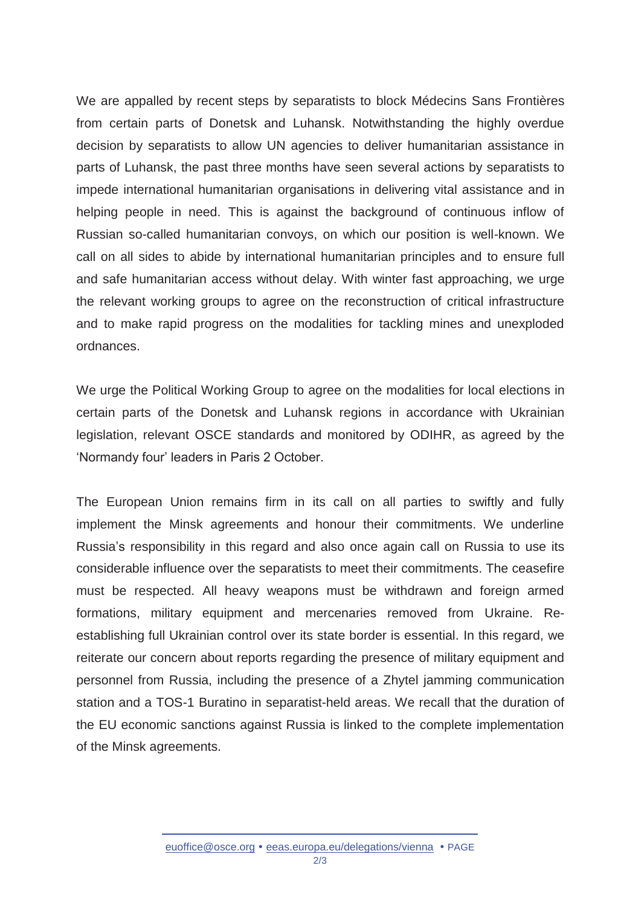We are appalled by recent steps by separatists to block Médecins Sans Frontières from certain parts of Donetsk and Luhansk. Notwithstanding the highly overdue decision by separatists to allow UN agencies to deliver humanitarian assistance in parts of Luhansk, the past three months have seen several actions by separatists to impede international humanitarian organisations in delivering vital assistance and in helping people in need. This is against the background of continuous inflow of Russian so-called humanitarian convoys, on which our position is well-known. We call on all sides to abide by international humanitarian principles and to ensure full and safe humanitarian access without delay. With winter fast approaching, we urge the relevant working groups to agree on the reconstruction of critical infrastructure and to make rapid progress on the modalities for tackling mines and unexploded ordnances.

We urge the Political Working Group to agree on the modalities for local elections in certain parts of the Donetsk and Luhansk regions in accordance with Ukrainian legislation, relevant OSCE standards and monitored by ODIHR, as agreed by the 'Normandy four' leaders in Paris 2 October.

The European Union remains firm in its call on all parties to swiftly and fully implement the Minsk agreements and honour their commitments. We underline Russia's responsibility in this regard and also once again call on Russia to use its considerable influence over the separatists to meet their commitments. The ceasefire must be respected. All heavy weapons must be withdrawn and foreign armed formations, military equipment and mercenaries removed from Ukraine. Re-establishing full Ukrainian control over its state border is essential. In this regard, we reiterate our concern about reports regarding the presence of military equipment and personnel from Russia, including the presence of a Zhytel jamming communication station and a TOS-1 Buratino in separatist-held areas. We recall that the duration of the EU economic sanctions against Russia is linked to the complete implementation of the Minsk agreements.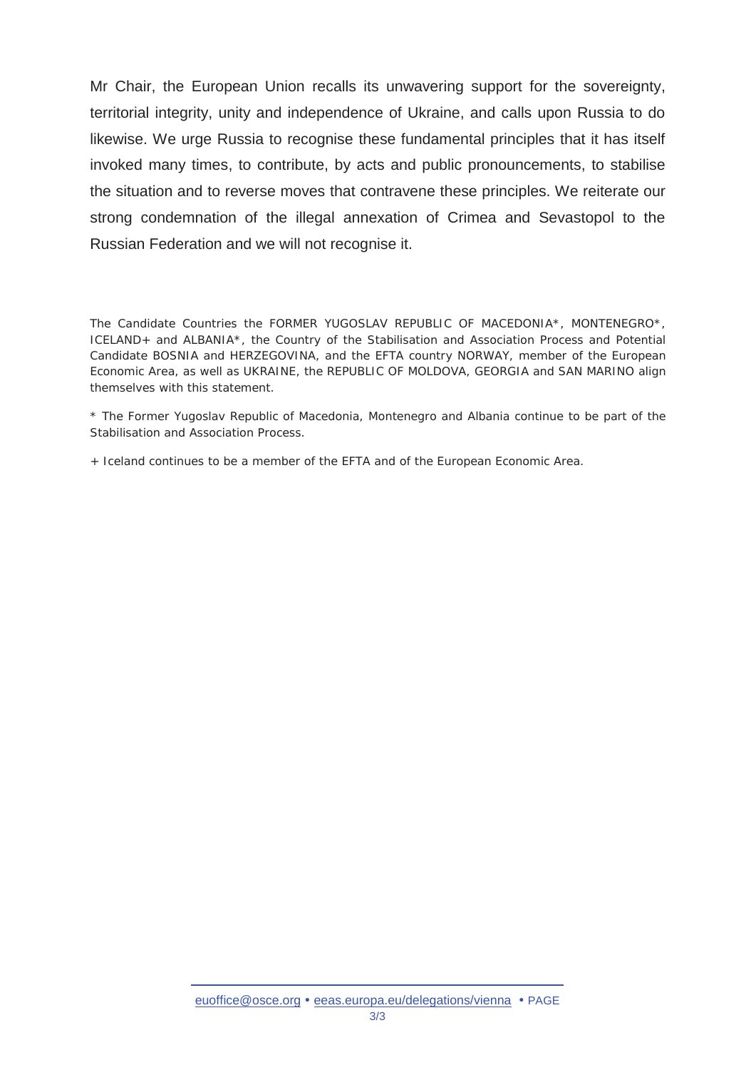Mr Chair, the European Union recalls its unwavering support for the sovereignty, territorial integrity, unity and independence of Ukraine, and calls upon Russia to do likewise. We urge Russia to recognise these fundamental principles that it has itself invoked many times, to contribute, by acts and public pronouncements, to stabilise the situation and to reverse moves that contravene these principles. We reiterate our strong condemnation of the illegal annexation of Crimea and Sevastopol to the Russian Federation and we will not recognise it.

The Candidate Countries the FORMER YUGOSLAV REPUBLIC OF MACEDONIA*, MONTENEGRO*, ICELAND+ and ALBANIA*, the Country of the Stabilisation and Association Process and Potential Candidate BOSNIA and HERZEGOVINA, and the EFTA country NORWAY, member of the European Economic Area, as well as UKRAINE, the REPUBLIC OF MOLDOVA, GEORGIA and SAN MARINO align themselves with this statement.

* The Former Yugoslav Republic of Macedonia, Montenegro and Albania continue to be part of the Stabilisation and Association Process.

+ Iceland continues to be a member of the EFTA and of the European Economic Area.